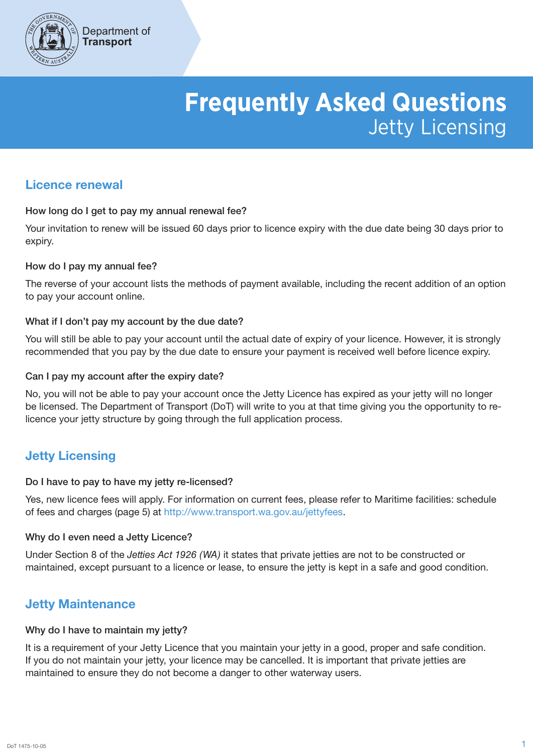Department of **Transport**

# Frequently Asked Questions
## Jetty Licensing

### Licence renewal

**How long do I get to pay my annual renewal fee?**

Your invitation to renew will be issued 60 days prior to licence expiry with the due date being 30 days prior to expiry.

**How do I pay my annual fee?**

The reverse of your account lists the methods of payment available, including the recent addition of an option to pay your account online.

**What if I don't pay my account by the due date?**

You will still be able to pay your account until the actual date of expiry of your licence. However, it is strongly recommended that you pay by the due date to ensure your payment is received well before licence expiry.

**Can I pay my account after the expiry date?**

No, you will not be able to pay your account once the Jetty Licence has expired as your jetty will no longer be licensed. The Department of Transport (DoT) will write to you at that time giving you the opportunity to re-licence your jetty structure by going through the full application process.

### Jetty Licensing

**Do I have to pay to have my jetty re-licensed?**

Yes, new licence fees will apply. For information on current fees, please refer to Maritime facilities: schedule of fees and charges (page 5) at http://www.transport.wa.gov.au/jettyfees.

**Why do I even need a Jetty Licence?**

Under Section 8 of the *Jetties Act 1926 (WA)* it states that private jetties are not to be constructed or maintained, except pursuant to a licence or lease, to ensure the jetty is kept in a safe and good condition.

### Jetty Maintenance

**Why do I have to maintain my jetty?**

It is a requirement of your Jetty Licence that you maintain your jetty in a good, proper and safe condition. If you do not maintain your jetty, your licence may be cancelled. It is important that private jetties are maintained to ensure they do not become a danger to other waterway users.

DoT 1475-10-05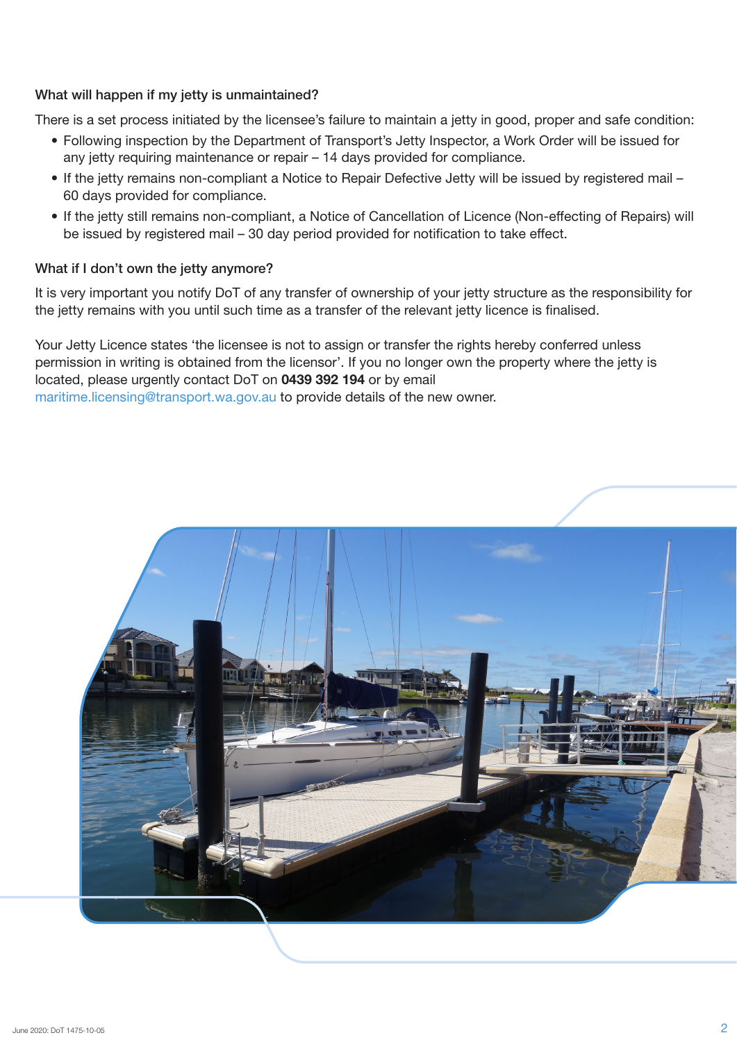### What will happen if my jetty is unmaintained?

There is a set process initiated by the licensee's failure to maintain a jetty in good, proper and safe condition:

- Following inspection by the Department of Transport's Jetty Inspector, a Work Order will be issued for any jetty requiring maintenance or repair – 14 days provided for compliance.
- If the jetty remains non-compliant a Notice to Repair Defective Jetty will be issued by registered mail – 60 days provided for compliance.
- If the jetty still remains non-compliant, a Notice of Cancellation of Licence (Non-effecting of Repairs) will be issued by registered mail – 30 day period provided for notification to take effect.

### What if I don't own the jetty anymore?

It is very important you notify DoT of any transfer of ownership of your jetty structure as the responsibility for the jetty remains with you until such time as a transfer of the relevant jetty licence is finalised.

Your Jetty Licence states 'the licensee is not to assign or transfer the rights hereby conferred unless permission in writing is obtained from the licensor'. If you no longer own the property where the jetty is located, please urgently contact DoT on **0439 392 194** or by email maritime.licensing@transport.wa.gov.au to provide details of the new owner.

June 2020: DoT 1475-10-05